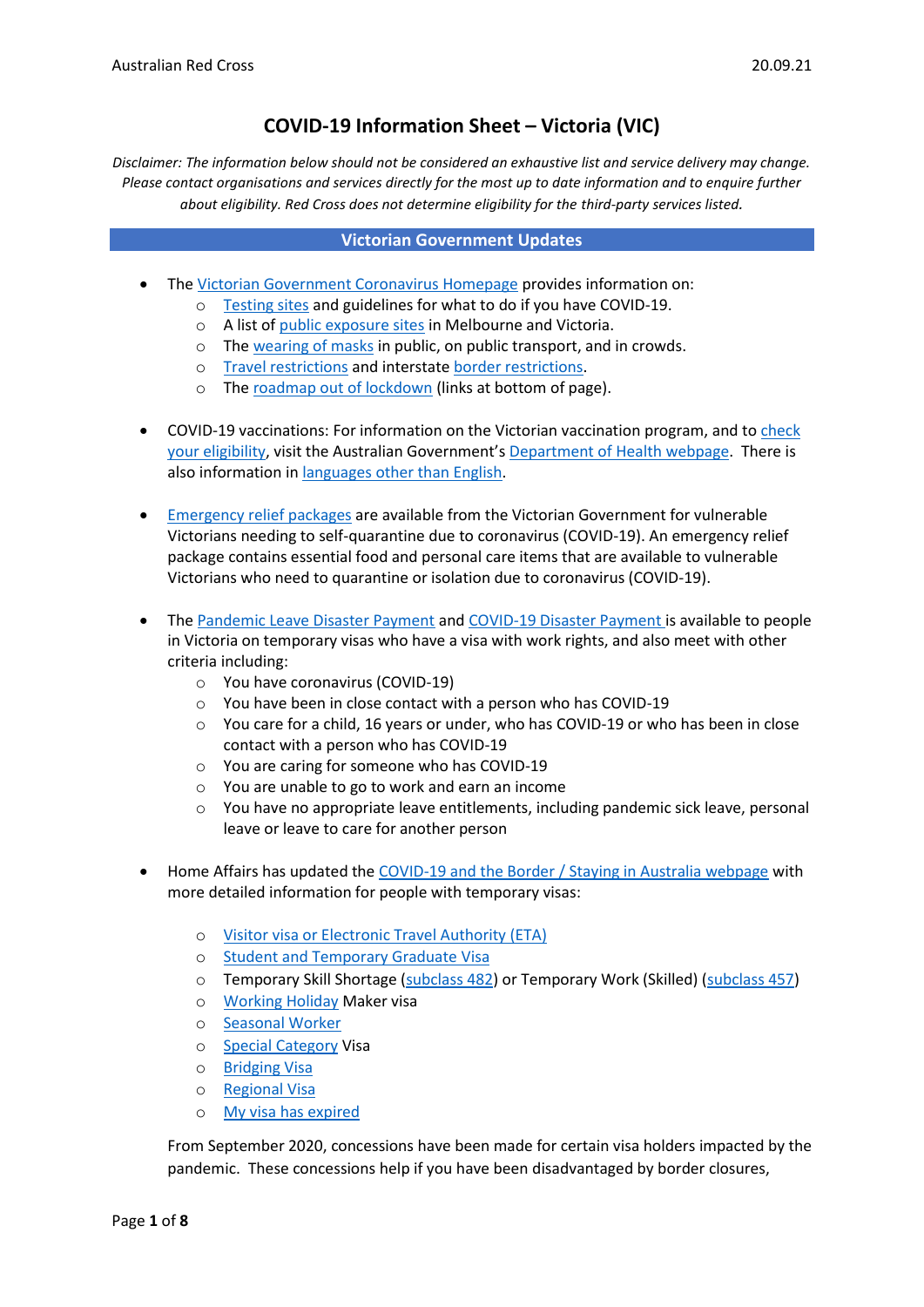# COVID-19 Information Sheet – Victoria (VIC)

*Disclaimer: The information below should not be considered an exhaustive list and service delivery may change. Please contact organisations and services directly for the most up to date information and to enquire further about eligibility. Red Cross does not determine eligibility for the third-party services listed.*

## Victorian Government Updates

- The Victorian Government Coronavirus Homepage provides information on:
  - Testing sites and guidelines for what to do if you have COVID-19.
  - A list of public exposure sites in Melbourne and Victoria.
  - The wearing of masks in public, on public transport, and in crowds.
  - Travel restrictions and interstate border restrictions.
  - The roadmap out of lockdown (links at bottom of page).

- COVID-19 vaccinations: For information on the Victorian vaccination program, and to check your eligibility, visit the Australian Government's Department of Health webpage. There is also information in languages other than English.

- Emergency relief packages are available from the Victorian Government for vulnerable Victorians needing to self-quarantine due to coronavirus (COVID-19). An emergency relief package contains essential food and personal care items that are available to vulnerable Victorians who need to quarantine or isolation due to coronavirus (COVID-19).

- The Pandemic Leave Disaster Payment and COVID-19 Disaster Payment is available to people in Victoria on temporary visas who have a visa with work rights, and also meet with other criteria including:
  - You have coronavirus (COVID-19)
  - You have been in close contact with a person who has COVID-19
  - You care for a child, 16 years or under, who has COVID-19 or who has been in close contact with a person who has COVID-19
  - You are caring for someone who has COVID-19
  - You are unable to go to work and earn an income
  - You have no appropriate leave entitlements, including pandemic sick leave, personal leave or leave to care for another person

- Home Affairs has updated the COVID-19 and the Border / Staying in Australia webpage with more detailed information for people with temporary visas:
  - Visitor visa or Electronic Travel Authority (ETA)
  - Student and Temporary Graduate Visa
  - Temporary Skill Shortage (subclass 482) or Temporary Work (Skilled) (subclass 457)
  - Working Holiday Maker visa
  - Seasonal Worker
  - Special Category Visa
  - Bridging Visa
  - Regional Visa
  - My visa has expired

  From September 2020, concessions have been made for certain visa holders impacted by the pandemic. These concessions help if you have been disadvantaged by border closures,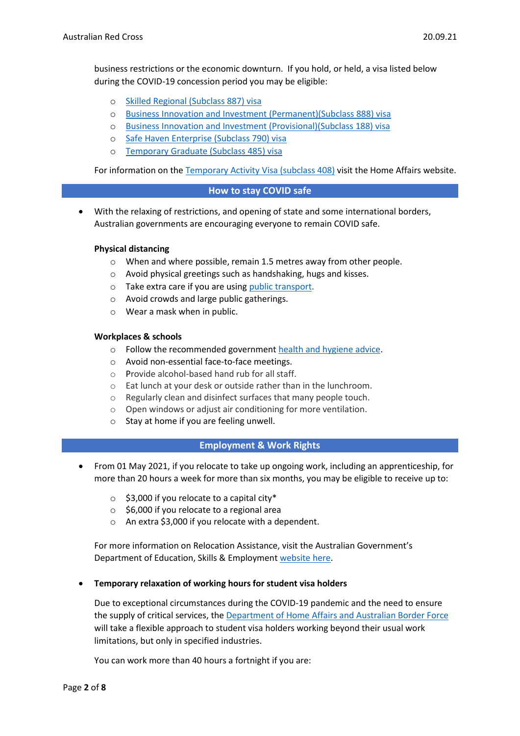business restrictions or the economic downturn. If you hold, or held, a visa listed below during the COVID-19 concession period you may be eligible:

- [Skilled Regional (Subclass 887) visa]()
- [Business Innovation and Investment (Permanent)(Subclass 888) visa]()
- [Business Innovation and Investment (Provisional)(Subclass 188) visa]()
- [Safe Haven Enterprise (Subclass 790) visa]()
- [Temporary Graduate (Subclass 485) visa]()

For information on the [Temporary Activity Visa (subclass 408)]() visit the Home Affairs website.

## How to stay COVID safe

- With the relaxing of restrictions, and opening of state and some international borders, Australian governments are encouraging everyone to remain COVID safe.

**Physical distancing**

- When and where possible, remain 1.5 metres away from other people.
- Avoid physical greetings such as handshaking, hugs and kisses.
- Take extra care if you are using [public transport]().
- Avoid crowds and large public gatherings.
- Wear a mask when in public.

**Workplaces & schools**

- Follow the recommended government [health and hygiene advice]().
- Avoid non-essential face-to-face meetings.
- Provide alcohol-based hand rub for all staff.
- Eat lunch at your desk or outside rather than in the lunchroom.
- Regularly clean and disinfect surfaces that many people touch.
- Open windows or adjust air conditioning for more ventilation.
- Stay at home if you are feeling unwell.

## Employment & Work Rights

- From 01 May 2021, if you relocate to take up ongoing work, including an apprenticeship, for more than 20 hours a week for more than six months, you may be eligible to receive up to:

  - $3,000 if you relocate to a capital city*
  - $6,000 if you relocate to a regional area
  - An extra $3,000 if you relocate with a dependent.

  For more information on Relocation Assistance, visit the Australian Government's Department of Education, Skills & Employment [website here]().

- **Temporary relaxation of working hours for student visa holders**

  Due to exceptional circumstances during the COVID-19 pandemic and the need to ensure the supply of critical services, the [Department of Home Affairs and Australian Border Force]() will take a flexible approach to student visa holders working beyond their usual work limitations, but only in specified industries.

  You can work more than 40 hours a fortnight if you are: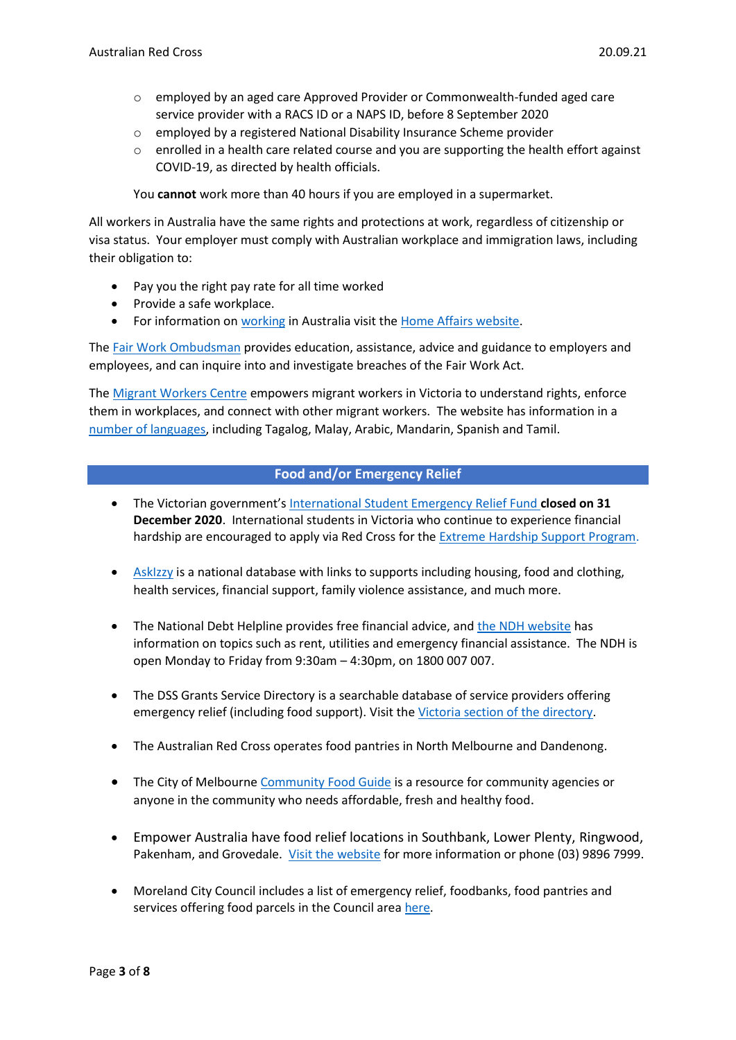- employed by an aged care Approved Provider or Commonwealth-funded aged care service provider with a RACS ID or a NAPS ID, before 8 September 2020
  - employed by a registered National Disability Insurance Scheme provider
  - enrolled in a health care related course and you are supporting the health effort against COVID-19, as directed by health officials.

  You **cannot** work more than 40 hours if you are employed in a supermarket.

All workers in Australia have the same rights and protections at work, regardless of citizenship or visa status. Your employer must comply with Australian workplace and immigration laws, including their obligation to:

- Pay you the right pay rate for all time worked
- Provide a safe workplace.
- For information on working in Australia visit the Home Affairs website.

The Fair Work Ombudsman provides education, assistance, advice and guidance to employers and employees, and can inquire into and investigate breaches of the Fair Work Act.

The Migrant Workers Centre empowers migrant workers in Victoria to understand rights, enforce them in workplaces, and connect with other migrant workers. The website has information in a number of languages, including Tagalog, Malay, Arabic, Mandarin, Spanish and Tamil.

## Food and/or Emergency Relief

- The Victorian government's International Student Emergency Relief Fund **closed on 31 December 2020**. International students in Victoria who continue to experience financial hardship are encouraged to apply via Red Cross for the Extreme Hardship Support Program.

- AskIzzy is a national database with links to supports including housing, food and clothing, health services, financial support, family violence assistance, and much more.

- The National Debt Helpline provides free financial advice, and the NDH website has information on topics such as rent, utilities and emergency financial assistance. The NDH is open Monday to Friday from 9:30am – 4:30pm, on 1800 007 007.

- The DSS Grants Service Directory is a searchable database of service providers offering emergency relief (including food support). Visit the Victoria section of the directory.

- The Australian Red Cross operates food pantries in North Melbourne and Dandenong.

- The City of Melbourne Community Food Guide is a resource for community agencies or anyone in the community who needs affordable, fresh and healthy food.

- Empower Australia have food relief locations in Southbank, Lower Plenty, Ringwood, Pakenham, and Grovedale. Visit the website for more information or phone (03) 9896 7999.

- Moreland City Council includes a list of emergency relief, foodbanks, food pantries and services offering food parcels in the Council area here.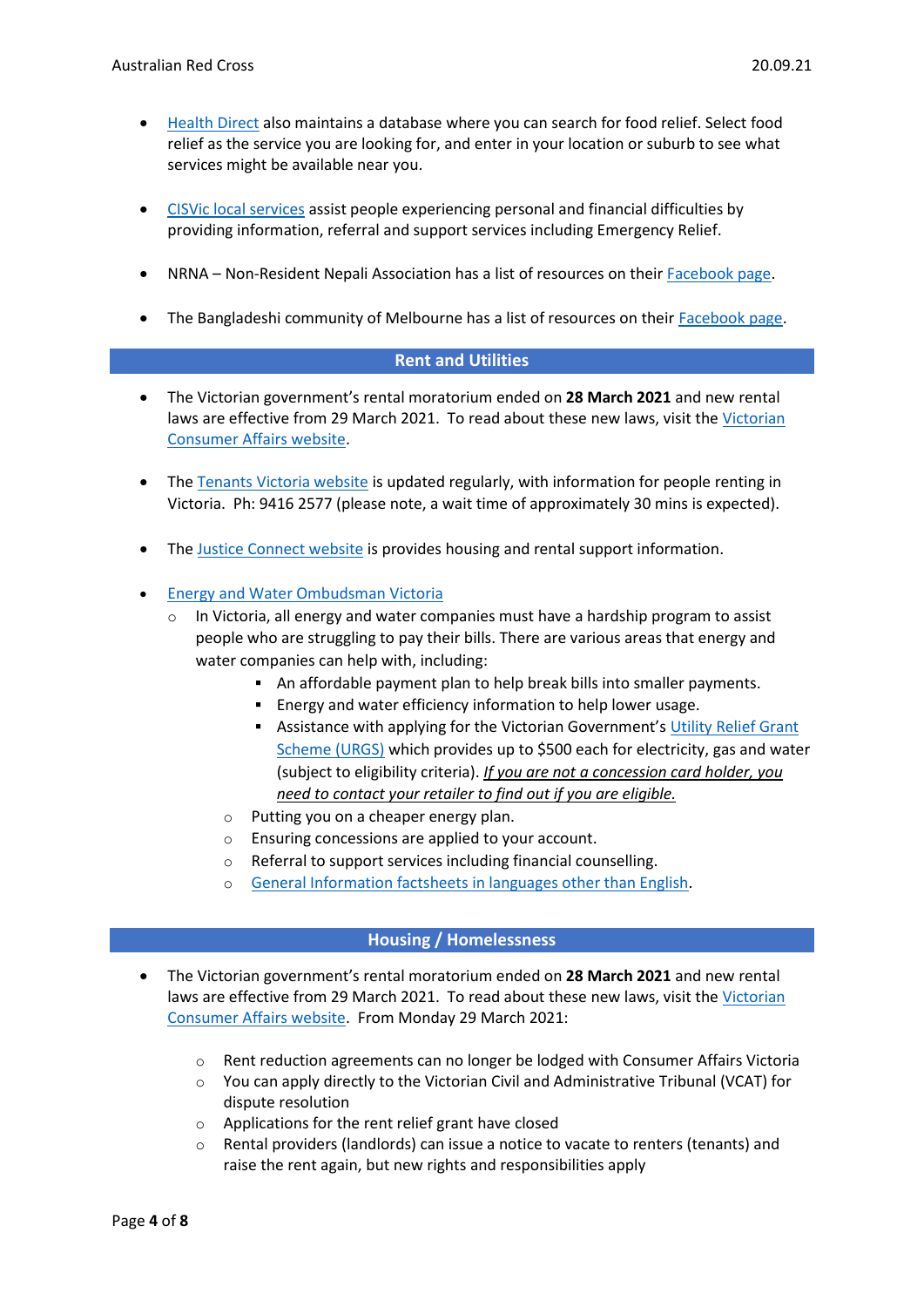- Health Direct also maintains a database where you can search for food relief. Select food relief as the service you are looking for, and enter in your location or suburb to see what services might be available near you.

- CISVic local services assist people experiencing personal and financial difficulties by providing information, referral and support services including Emergency Relief.

- NRNA – Non-Resident Nepali Association has a list of resources on their Facebook page.

- The Bangladeshi community of Melbourne has a list of resources on their Facebook page.

## Rent and Utilities

- The Victorian government's rental moratorium ended on **28 March 2021** and new rental laws are effective from 29 March 2021. To read about these new laws, visit the Victorian Consumer Affairs website.

- The Tenants Victoria website is updated regularly, with information for people renting in Victoria. Ph: 9416 2577 (please note, a wait time of approximately 30 mins is expected).

- The Justice Connect website is provides housing and rental support information.

- Energy and Water Ombudsman Victoria
  - In Victoria, all energy and water companies must have a hardship program to assist people who are struggling to pay their bills. There are various areas that energy and water companies can help with, including:
    - An affordable payment plan to help break bills into smaller payments.
    - Energy and water efficiency information to help lower usage.
    - Assistance with applying for the Victorian Government's Utility Relief Grant Scheme (URGS) which provides up to $500 each for electricity, gas and water (subject to eligibility criteria). *If you are not a concession card holder, you need to contact your retailer to find out if you are eligible.*
  - Putting you on a cheaper energy plan.
  - Ensuring concessions are applied to your account.
  - Referral to support services including financial counselling.
  - General Information factsheets in languages other than English.

## Housing / Homelessness

- The Victorian government's rental moratorium ended on **28 March 2021** and new rental laws are effective from 29 March 2021. To read about these new laws, visit the Victorian Consumer Affairs website. From Monday 29 March 2021:

  - Rent reduction agreements can no longer be lodged with Consumer Affairs Victoria
  - You can apply directly to the Victorian Civil and Administrative Tribunal (VCAT) for dispute resolution
  - Applications for the rent relief grant have closed
  - Rental providers (landlords) can issue a notice to vacate to renters (tenants) and raise the rent again, but new rights and responsibilities apply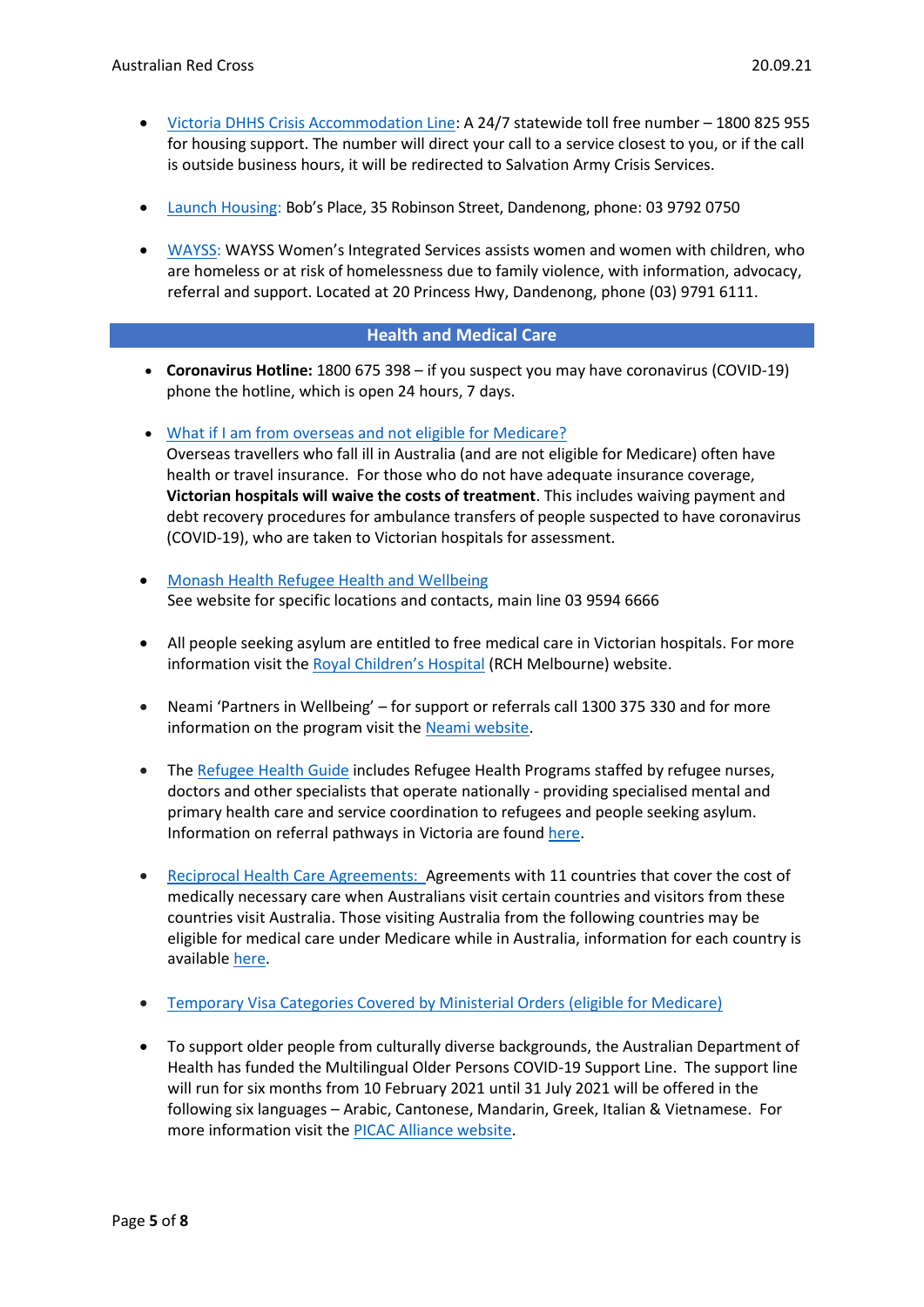- Victoria DHHS Crisis Accommodation Line: A 24/7 statewide toll free number – 1800 825 955 for housing support. The number will direct your call to a service closest to you, or if the call is outside business hours, it will be redirected to Salvation Army Crisis Services.

- Launch Housing: Bob's Place, 35 Robinson Street, Dandenong, phone: 03 9792 0750

- WAYSS: WAYSS Women's Integrated Services assists women and women with children, who are homeless or at risk of homelessness due to family violence, with information, advocacy, referral and support. Located at 20 Princess Hwy, Dandenong, phone (03) 9791 6111.

## Health and Medical Care

- **Coronavirus Hotline:** 1800 675 398 – if you suspect you may have coronavirus (COVID-19) phone the hotline, which is open 24 hours, 7 days.

- What if I am from overseas and not eligible for Medicare?
  Overseas travellers who fall ill in Australia (and are not eligible for Medicare) often have health or travel insurance. For those who do not have adequate insurance coverage, **Victorian hospitals will waive the costs of treatment**. This includes waiving payment and debt recovery procedures for ambulance transfers of people suspected to have coronavirus (COVID-19), who are taken to Victorian hospitals for assessment.

- Monash Health Refugee Health and Wellbeing
  See website for specific locations and contacts, main line 03 9594 6666

- All people seeking asylum are entitled to free medical care in Victorian hospitals. For more information visit the Royal Children's Hospital (RCH Melbourne) website.

- Neami 'Partners in Wellbeing' – for support or referrals call 1300 375 330 and for more information on the program visit the Neami website.

- The Refugee Health Guide includes Refugee Health Programs staffed by refugee nurses, doctors and other specialists that operate nationally - providing specialised mental and primary health care and service coordination to refugees and people seeking asylum. Information on referral pathways in Victoria are found here.

- Reciprocal Health Care Agreements: Agreements with 11 countries that cover the cost of medically necessary care when Australians visit certain countries and visitors from these countries visit Australia. Those visiting Australia from the following countries may be eligible for medical care under Medicare while in Australia, information for each country is available here.

- Temporary Visa Categories Covered by Ministerial Orders (eligible for Medicare)

- To support older people from culturally diverse backgrounds, the Australian Department of Health has funded the Multilingual Older Persons COVID-19 Support Line. The support line will run for six months from 10 February 2021 until 31 July 2021 will be offered in the following six languages – Arabic, Cantonese, Mandarin, Greek, Italian & Vietnamese. For more information visit the PICAC Alliance website.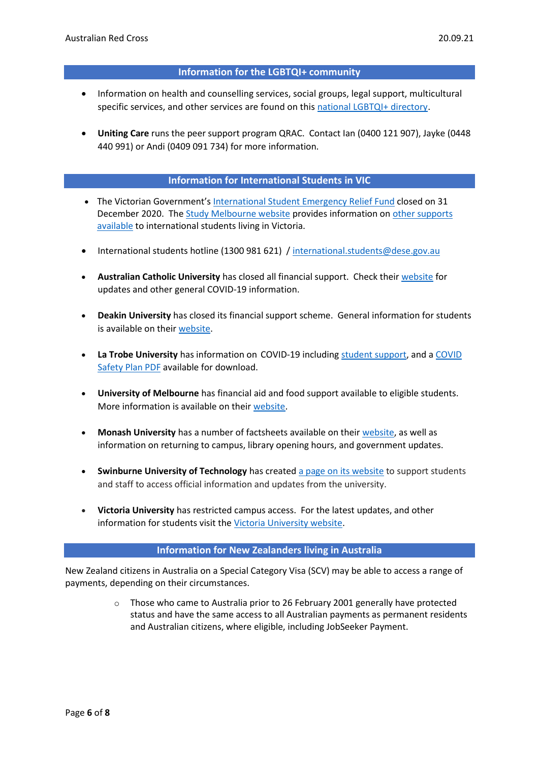## Information for the LGBTQI+ community

- Information on health and counselling services, social groups, legal support, multicultural specific services, and other services are found on this national LGBTQI+ directory.
- **Uniting Care** runs the peer support program QRAC. Contact Ian (0400 121 907), Jayke (0448 440 991) or Andi (0409 091 734) for more information.

## Information for International Students in VIC

- The Victorian Government's International Student Emergency Relief Fund closed on 31 December 2020. The Study Melbourne website provides information on other supports available to international students living in Victoria.
- International students hotline (1300 981 621) / international.students@dese.gov.au
- **Australian Catholic University** has closed all financial support. Check their website for updates and other general COVID-19 information.
- **Deakin University** has closed its financial support scheme. General information for students is available on their website.
- **La Trobe University** has information on COVID-19 including student support, and a COVID Safety Plan PDF available for download.
- **University of Melbourne** has financial aid and food support available to eligible students. More information is available on their website.
- **Monash University** has a number of factsheets available on their website, as well as information on returning to campus, library opening hours, and government updates.
- **Swinburne University of Technology** has created a page on its website to support students and staff to access official information and updates from the university.
- **Victoria University** has restricted campus access. For the latest updates, and other information for students visit the Victoria University website.

## Information for New Zealanders living in Australia

New Zealand citizens in Australia on a Special Category Visa (SCV) may be able to access a range of payments, depending on their circumstances.

- Those who came to Australia prior to 26 February 2001 generally have protected status and have the same access to all Australian payments as permanent residents and Australian citizens, where eligible, including JobSeeker Payment.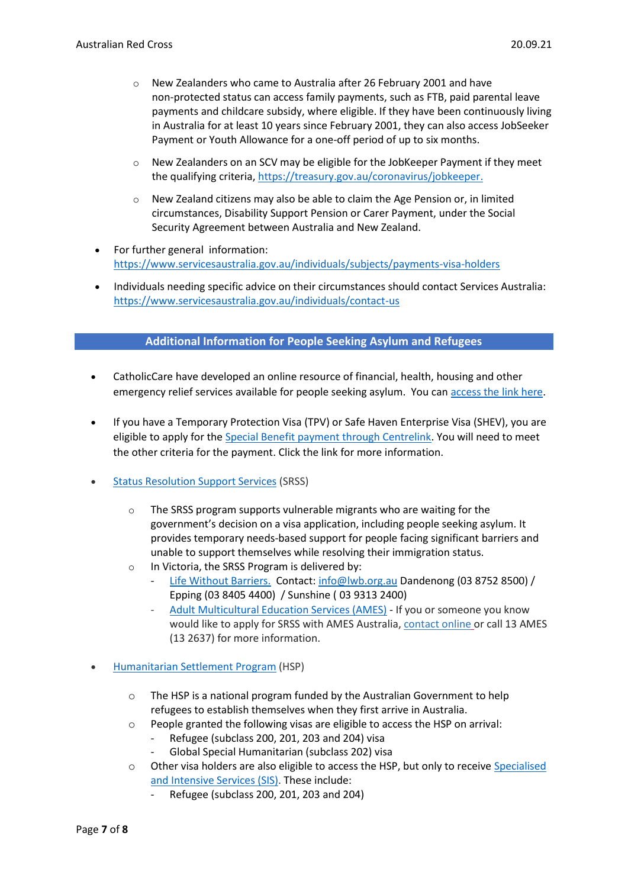- New Zealanders who came to Australia after 26 February 2001 and have non-protected status can access family payments, such as FTB, paid parental leave payments and childcare subsidy, where eligible. If they have been continuously living in Australia for at least 10 years since February 2001, they can also access JobSeeker Payment or Youth Allowance for a one-off period of up to six months.

- New Zealanders on an SCV may be eligible for the JobKeeper Payment if they meet the qualifying criteria, https://treasury.gov.au/coronavirus/jobkeeper.

- New Zealand citizens may also be able to claim the Age Pension or, in limited circumstances, Disability Support Pension or Carer Payment, under the Social Security Agreement between Australia and New Zealand.

- For further general information: https://www.servicesaustralia.gov.au/individuals/subjects/payments-visa-holders

- Individuals needing specific advice on their circumstances should contact Services Australia: https://www.servicesaustralia.gov.au/individuals/contact-us

## Additional Information for People Seeking Asylum and Refugees

- CatholicCare have developed an online resource of financial, health, housing and other emergency relief services available for people seeking asylum. You can access the link here.

- If you have a Temporary Protection Visa (TPV) or Safe Haven Enterprise Visa (SHEV), you are eligible to apply for the Special Benefit payment through Centrelink. You will need to meet the other criteria for the payment. Click the link for more information.

- Status Resolution Support Services (SRSS)

  - The SRSS program supports vulnerable migrants who are waiting for the government's decision on a visa application, including people seeking asylum. It provides temporary needs-based support for people facing significant barriers and unable to support themselves while resolving their immigration status.
  - In Victoria, the SRSS Program is delivered by:
    - Life Without Barriers. Contact: info@lwb.org.au Dandenong (03 8752 8500) / Epping (03 8405 4400) / Sunshine ( 03 9313 2400)
    - Adult Multicultural Education Services (AMES) - If you or someone you know would like to apply for SRSS with AMES Australia, contact online or call 13 AMES (13 2637) for more information.

- Humanitarian Settlement Program (HSP)

  - The HSP is a national program funded by the Australian Government to help refugees to establish themselves when they first arrive in Australia.
  - People granted the following visas are eligible to access the HSP on arrival:
    - Refugee (subclass 200, 201, 203 and 204) visa
    - Global Special Humanitarian (subclass 202) visa
  - Other visa holders are also eligible to access the HSP, but only to receive Specialised and Intensive Services (SIS). These include:
    - Refugee (subclass 200, 201, 203 and 204)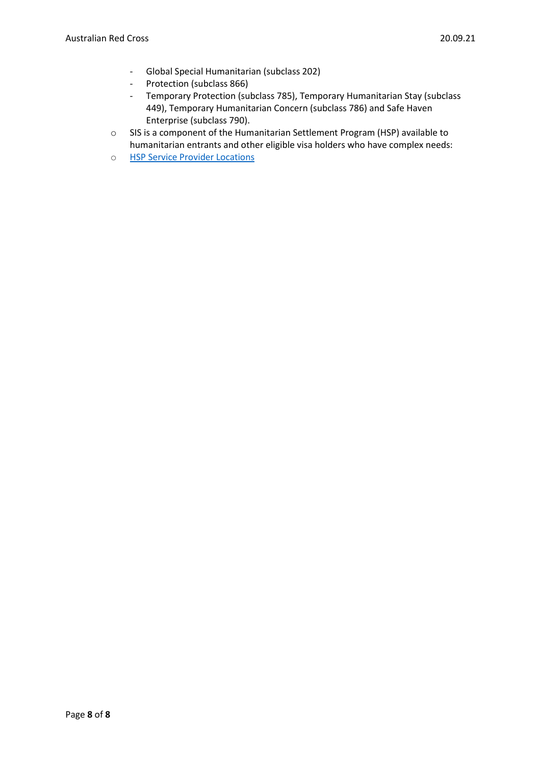- Global Special Humanitarian (subclass 202)
    - Protection (subclass 866)
    - Temporary Protection (subclass 785), Temporary Humanitarian Stay (subclass 449), Temporary Humanitarian Concern (subclass 786) and Safe Haven Enterprise (subclass 790).
  - SIS is a component of the Humanitarian Settlement Program (HSP) available to humanitarian entrants and other eligible visa holders who have complex needs:
  - HSP Service Provider Locations